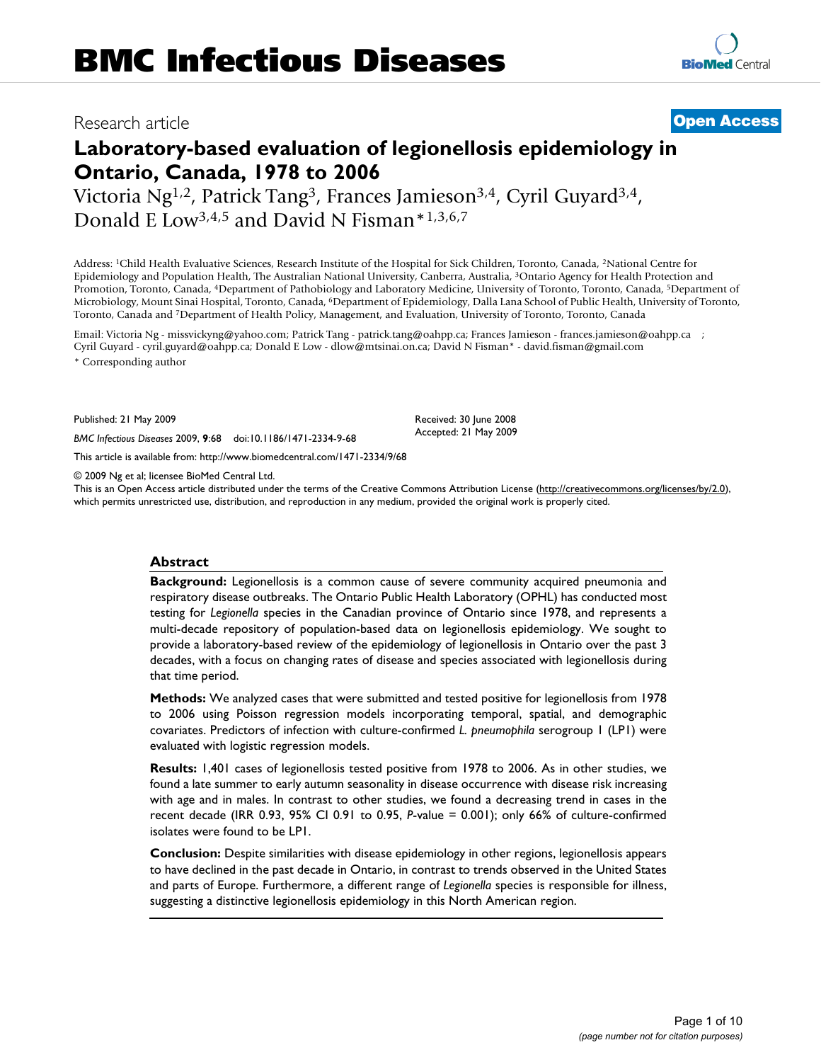# BMC Infectious Diseases

Research article

**Open Access**

# Laboratory-based evaluation of legionellosis epidemiology in Ontario, Canada, 1978 to 2006

Victoria Ng[1,2], Patrick Tang[3], Frances Jamieson[3,4], Cyril Guyard[3,4], Donald E Low[3,4,5] and David N Fisman*[1,3,6,7]

Address: [1]Child Health Evaluative Sciences, Research Institute of the Hospital for Sick Children, Toronto, Canada, [2]National Centre for Epidemiology and Population Health, The Australian National University, Canberra, Australia, [3]Ontario Agency for Health Protection and Promotion, Toronto, Canada, [4]Department of Pathobiology and Laboratory Medicine, University of Toronto, Toronto, Canada, [5]Department of Microbiology, Mount Sinai Hospital, Toronto, Canada, [6]Department of Epidemiology, Dalla Lana School of Public Health, University of Toronto, Toronto, Canada and [7]Department of Health Policy, Management, and Evaluation, University of Toronto, Toronto, Canada

Email: Victoria Ng - missvickyng@yahoo.com; Patrick Tang - patrick.tang@oahpp.ca; Frances Jamieson - frances.jamieson@oahpp.ca ; Cyril Guyard - cyril.guyard@oahpp.ca; Donald E Low - dlow@mtsinai.on.ca; David N Fisman* - david.fisman@gmail.com

\* Corresponding author

Published: 21 May 2009

*BMC Infectious Diseases* 2009, **9**:68 doi:10.1186/1471-2334-9-68

Received: 30 June 2008
Accepted: 21 May 2009

This article is available from: http://www.biomedcentral.com/1471-2334/9/68

© 2009 Ng et al; licensee BioMed Central Ltd.
This is an Open Access article distributed under the terms of the Creative Commons Attribution License (http://creativecommons.org/licenses/by/2.0), which permits unrestricted use, distribution, and reproduction in any medium, provided the original work is properly cited.

## Abstract

**Background:** Legionellosis is a common cause of severe community acquired pneumonia and respiratory disease outbreaks. The Ontario Public Health Laboratory (OPHL) has conducted most testing for *Legionella* species in the Canadian province of Ontario since 1978, and represents a multi-decade repository of population-based data on legionellosis epidemiology. We sought to provide a laboratory-based review of the epidemiology of legionellosis in Ontario over the past 3 decades, with a focus on changing rates of disease and species associated with legionellosis during that time period.

**Methods:** We analyzed cases that were submitted and tested positive for legionellosis from 1978 to 2006 using Poisson regression models incorporating temporal, spatial, and demographic covariates. Predictors of infection with culture-confirmed *L. pneumophila* serogroup 1 (LP1) were evaluated with logistic regression models.

**Results:** 1,401 cases of legionellosis tested positive from 1978 to 2006. As in other studies, we found a late summer to early autumn seasonality in disease occurrence with disease risk increasing with age and in males. In contrast to other studies, we found a decreasing trend in cases in the recent decade (IRR 0.93, 95% CI 0.91 to 0.95, *P*-value = 0.001); only 66% of culture-confirmed isolates were found to be LP1.

**Conclusion:** Despite similarities with disease epidemiology in other regions, legionellosis appears to have declined in the past decade in Ontario, in contrast to trends observed in the United States and parts of Europe. Furthermore, a different range of *Legionella* species is responsible for illness, suggesting a distinctive legionellosis epidemiology in this North American region.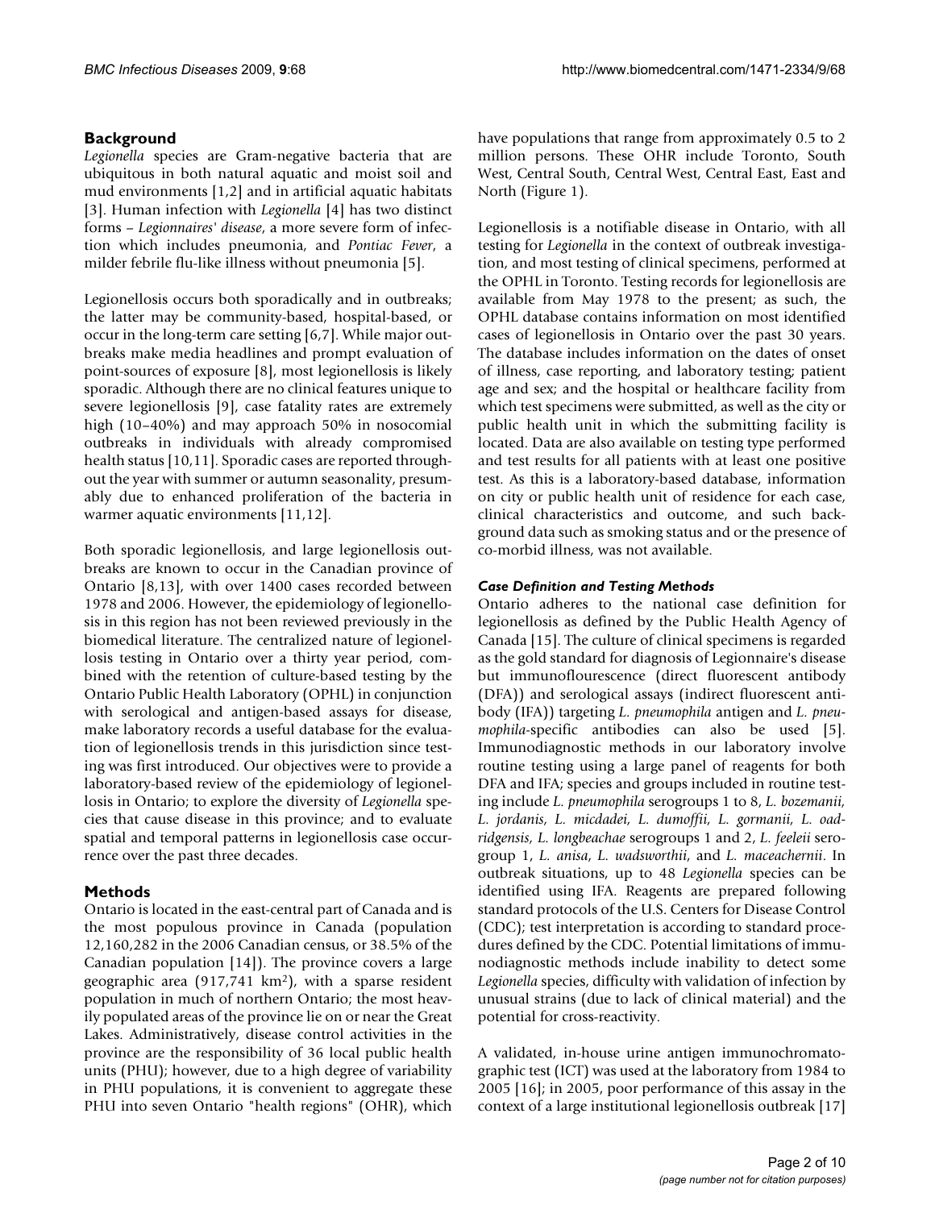## Background

*Legionella* species are Gram-negative bacteria that are ubiquitous in both natural aquatic and moist soil and mud environments [1,2] and in artificial aquatic habitats [3]. Human infection with *Legionella* [4] has two distinct forms – *Legionnaires' disease*, a more severe form of infection which includes pneumonia, and *Pontiac Fever*, a milder febrile flu-like illness without pneumonia [5].

Legionellosis occurs both sporadically and in outbreaks; the latter may be community-based, hospital-based, or occur in the long-term care setting [6,7]. While major outbreaks make media headlines and prompt evaluation of point-sources of exposure [8], most legionellosis is likely sporadic. Although there are no clinical features unique to severe legionellosis [9], case fatality rates are extremely high (10–40%) and may approach 50% in nosocomial outbreaks in individuals with already compromised health status [10,11]. Sporadic cases are reported throughout the year with summer or autumn seasonality, presumably due to enhanced proliferation of the bacteria in warmer aquatic environments [11,12].

Both sporadic legionellosis, and large legionellosis outbreaks are known to occur in the Canadian province of Ontario [8,13], with over 1400 cases recorded between 1978 and 2006. However, the epidemiology of legionellosis in this region has not been reviewed previously in the biomedical literature. The centralized nature of legionellosis testing in Ontario over a thirty year period, combined with the retention of culture-based testing by the Ontario Public Health Laboratory (OPHL) in conjunction with serological and antigen-based assays for disease, make laboratory records a useful database for the evaluation of legionellosis trends in this jurisdiction since testing was first introduced. Our objectives were to provide a laboratory-based review of the epidemiology of legionellosis in Ontario; to explore the diversity of *Legionella* species that cause disease in this province; and to evaluate spatial and temporal patterns in legionellosis case occurrence over the past three decades.

## Methods

Ontario is located in the east-central part of Canada and is the most populous province in Canada (population 12,160,282 in the 2006 Canadian census, or 38.5% of the Canadian population [14]). The province covers a large geographic area (917,741 km$^2$), with a sparse resident population in much of northern Ontario; the most heavily populated areas of the province lie on or near the Great Lakes. Administratively, disease control activities in the province are the responsibility of 36 local public health units (PHU); however, due to a high degree of variability in PHU populations, it is convenient to aggregate these PHU into seven Ontario "health regions" (OHR), which have populations that range from approximately 0.5 to 2 million persons. These OHR include Toronto, South West, Central South, Central West, Central East, East and North (Figure 1).

Legionellosis is a notifiable disease in Ontario, with all testing for *Legionella* in the context of outbreak investigation, and most testing of clinical specimens, performed at the OPHL in Toronto. Testing records for legionellosis are available from May 1978 to the present; as such, the OPHL database contains information on most identified cases of legionellosis in Ontario over the past 30 years. The database includes information on the dates of onset of illness, case reporting, and laboratory testing; patient age and sex; and the hospital or healthcare facility from which test specimens were submitted, as well as the city or public health unit in which the submitting facility is located. Data are also available on testing type performed and test results for all patients with at least one positive test. As this is a laboratory-based database, information on city or public health unit of residence for each case, clinical characteristics and outcome, and such background data such as smoking status and or the presence of co-morbid illness, was not available.

### *Case Definition and Testing Methods*

Ontario adheres to the national case definition for legionellosis as defined by the Public Health Agency of Canada [15]. The culture of clinical specimens is regarded as the gold standard for diagnosis of Legionnaire's disease but immunoflourescence (direct fluorescent antibody (DFA)) and serological assays (indirect fluorescent antibody (IFA)) targeting *L. pneumophila* antigen and *L. pneumophila*-specific antibodies can also be used [5]. Immunodiagnostic methods in our laboratory involve routine testing using a large panel of reagents for both DFA and IFA; species and groups included in routine testing include *L. pneumophila* serogroups 1 to 8, *L. bozemanii, L. jordanis, L. micdadei, L. dumoffii, L. gormanii, L. oadridgensis, L. longbeachae* serogroups 1 and 2, *L. feeleii* serogroup 1, *L. anisa*, *L. wadsworthii*, and *L. maceachernii*. In outbreak situations, up to 48 *Legionella* species can be identified using IFA. Reagents are prepared following standard protocols of the U.S. Centers for Disease Control (CDC); test interpretation is according to standard procedures defined by the CDC. Potential limitations of immunodiagnostic methods include inability to detect some *Legionella* species, difficulty with validation of infection by unusual strains (due to lack of clinical material) and the potential for cross-reactivity.

A validated, in-house urine antigen immunochromatographic test (ICT) was used at the laboratory from 1984 to 2005 [16]; in 2005, poor performance of this assay in the context of a large institutional legionellosis outbreak [17]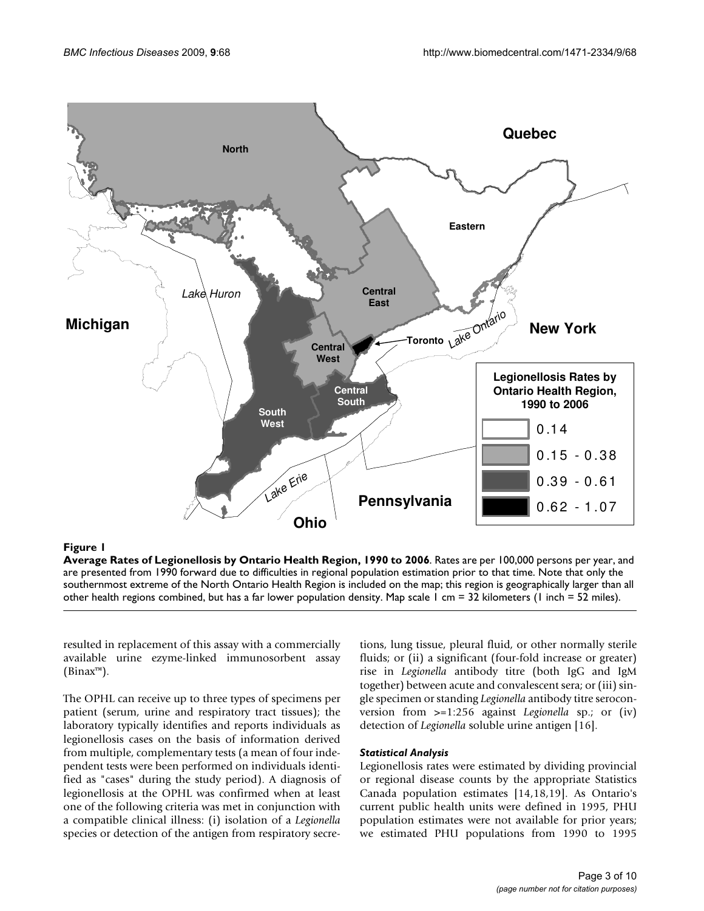**Figure 1**

**Average Rates of Legionellosis by Ontario Health Region, 1990 to 2006**. Rates are per 100,000 persons per year, and are presented from 1990 forward due to difficulties in regional population estimation prior to that time. Note that only the southernmost extreme of the North Ontario Health Region is included on the map; this region is geographically larger than all other health regions combined, but has a far lower population density. Map scale 1 cm = 32 kilometers (1 inch = 52 miles).

resulted in replacement of this assay with a commercially available urine ezyme-linked immunosorbent assay (Binax™).

The OPHL can receive up to three types of specimens per patient (serum, urine and respiratory tract tissues); the laboratory typically identifies and reports individuals as legionellosis cases on the basis of information derived from multiple, complementary tests (a mean of four independent tests were been performed on individuals identified as "cases" during the study period). A diagnosis of legionellosis at the OPHL was confirmed when at least one of the following criteria was met in conjunction with a compatible clinical illness: (i) isolation of a *Legionella* species or detection of the antigen from respiratory secretions, lung tissue, pleural fluid, or other normally sterile fluids; or (ii) a significant (four-fold increase or greater) rise in *Legionella* antibody titre (both IgG and IgM together) between acute and convalescent sera; or (iii) single specimen or standing *Legionella* antibody titre seroconversion from >=1:256 against *Legionella* sp.; or (iv) detection of *Legionella* soluble urine antigen [16].

### *Statistical Analysis*

Legionellosis rates were estimated by dividing provincial or regional disease counts by the appropriate Statistics Canada population estimates [14,18,19]. As Ontario's current public health units were defined in 1995, PHU population estimates were not available for prior years; we estimated PHU populations from 1990 to 1995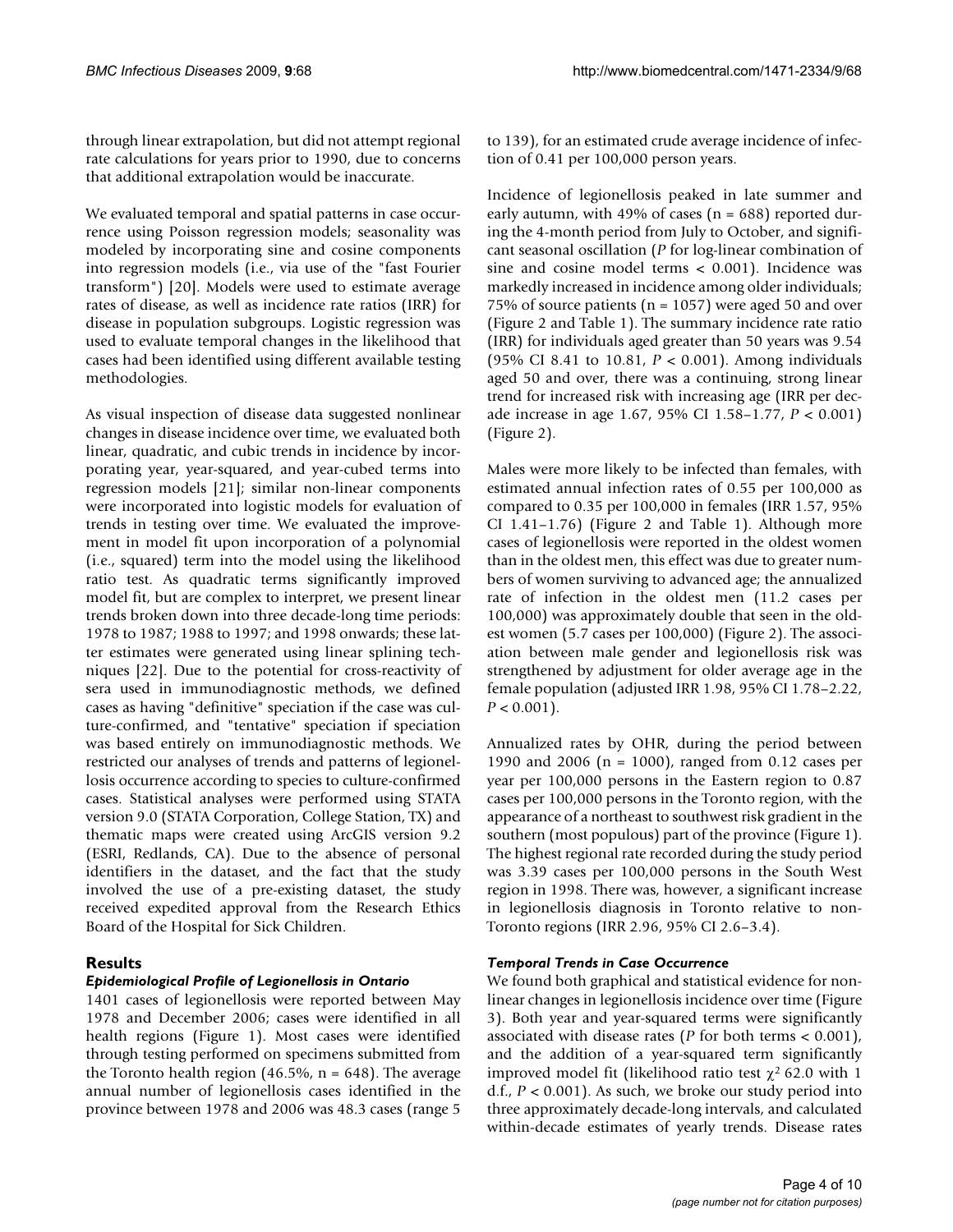through linear extrapolation, but did not attempt regional rate calculations for years prior to 1990, due to concerns that additional extrapolation would be inaccurate.

We evaluated temporal and spatial patterns in case occurrence using Poisson regression models; seasonality was modeled by incorporating sine and cosine components into regression models (i.e., via use of the "fast Fourier transform") [20]. Models were used to estimate average rates of disease, as well as incidence rate ratios (IRR) for disease in population subgroups. Logistic regression was used to evaluate temporal changes in the likelihood that cases had been identified using different available testing methodologies.

As visual inspection of disease data suggested nonlinear changes in disease incidence over time, we evaluated both linear, quadratic, and cubic trends in incidence by incorporating year, year-squared, and year-cubed terms into regression models [21]; similar non-linear components were incorporated into logistic models for evaluation of trends in testing over time. We evaluated the improvement in model fit upon incorporation of a polynomial (i.e., squared) term into the model using the likelihood ratio test. As quadratic terms significantly improved model fit, but are complex to interpret, we present linear trends broken down into three decade-long time periods: 1978 to 1987; 1988 to 1997; and 1998 onwards; these latter estimates were generated using linear splining techniques [22]. Due to the potential for cross-reactivity of sera used in immunodiagnostic methods, we defined cases as having "definitive" speciation if the case was culture-confirmed, and "tentative" speciation if speciation was based entirely on immunodiagnostic methods. We restricted our analyses of trends and patterns of legionellosis occurrence according to species to culture-confirmed cases. Statistical analyses were performed using STATA version 9.0 (STATA Corporation, College Station, TX) and thematic maps were created using ArcGIS version 9.2 (ESRI, Redlands, CA). Due to the absence of personal identifiers in the dataset, and the fact that the study involved the use of a pre-existing dataset, the study received expedited approval from the Research Ethics Board of the Hospital for Sick Children.

## Results

### *Epidemiological Profile of Legionellosis in Ontario*

1401 cases of legionellosis were reported between May 1978 and December 2006; cases were identified in all health regions (Figure 1). Most cases were identified through testing performed on specimens submitted from the Toronto health region (46.5%, n = 648). The average annual number of legionellosis cases identified in the province between 1978 and 2006 was 48.3 cases (range 5 to 139), for an estimated crude average incidence of infection of 0.41 per 100,000 person years.

Incidence of legionellosis peaked in late summer and early autumn, with 49% of cases (n = 688) reported during the 4-month period from July to October, and significant seasonal oscillation (*P* for log-linear combination of sine and cosine model terms < 0.001). Incidence was markedly increased in incidence among older individuals; 75% of source patients (n = 1057) were aged 50 and over (Figure 2 and Table 1). The summary incidence rate ratio (IRR) for individuals aged greater than 50 years was 9.54 (95% CI 8.41 to 10.81, $P < 0.001$). Among individuals aged 50 and over, there was a continuing, strong linear trend for increased risk with increasing age (IRR per decade increase in age 1.67, 95% CI 1.58–1.77, $P < 0.001$) (Figure 2).

Males were more likely to be infected than females, with estimated annual infection rates of 0.55 per 100,000 as compared to 0.35 per 100,000 in females (IRR 1.57, 95% CI 1.41–1.76) (Figure 2 and Table 1). Although more cases of legionellosis were reported in the oldest women than in the oldest men, this effect was due to greater numbers of women surviving to advanced age; the annualized rate of infection in the oldest men (11.2 cases per 100,000) was approximately double that seen in the oldest women (5.7 cases per 100,000) (Figure 2). The association between male gender and legionellosis risk was strengthened by adjustment for older average age in the female population (adjusted IRR 1.98, 95% CI 1.78–2.22, $P < 0.001$).

Annualized rates by OHR, during the period between 1990 and 2006 (n = 1000), ranged from 0.12 cases per year per 100,000 persons in the Eastern region to 0.87 cases per 100,000 persons in the Toronto region, with the appearance of a northeast to southwest risk gradient in the southern (most populous) part of the province (Figure 1). The highest regional rate recorded during the study period was 3.39 cases per 100,000 persons in the South West region in 1998. There was, however, a significant increase in legionellosis diagnosis in Toronto relative to non-Toronto regions (IRR 2.96, 95% CI 2.6–3.4).

### *Temporal Trends in Case Occurrence*

We found both graphical and statistical evidence for nonlinear changes in legionellosis incidence over time (Figure 3). Both year and year-squared terms were significantly associated with disease rates (*P* for both terms < 0.001), and the addition of a year-squared term significantly improved model fit (likelihood ratio test $\chi^2$ 62.0 with 1 d.f., $P < 0.001$). As such, we broke our study period into three approximately decade-long intervals, and calculated within-decade estimates of yearly trends. Disease rates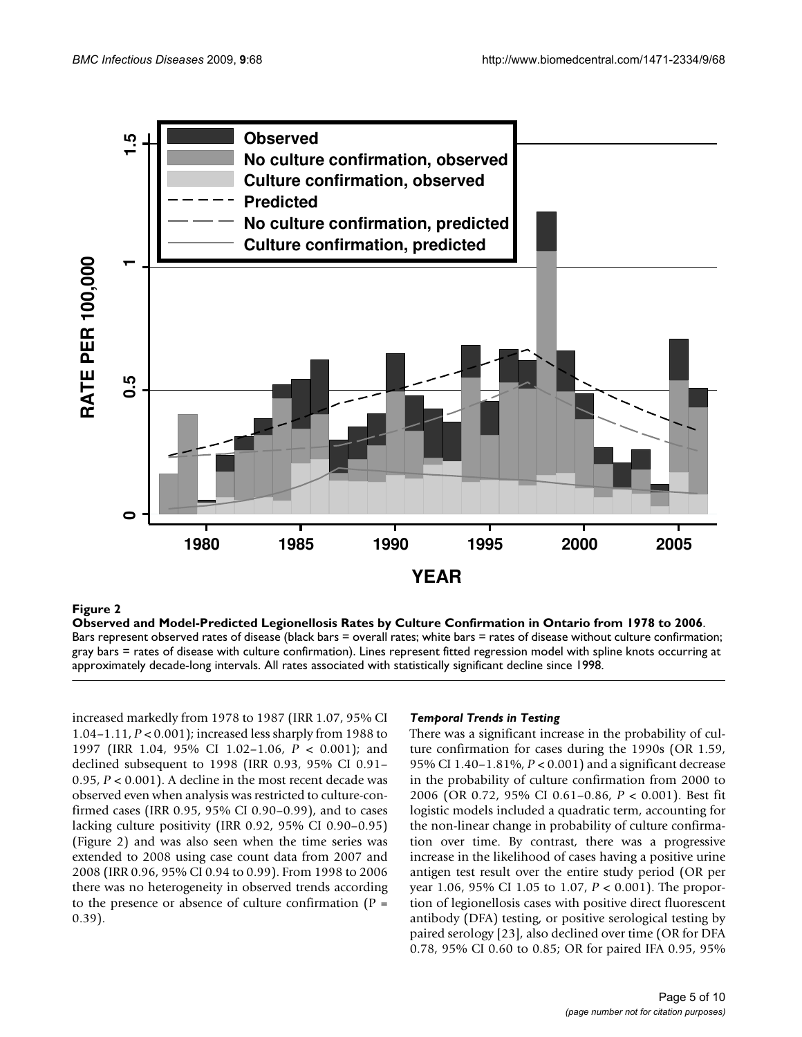**Figure 2**

**Observed and Model-Predicted Legionellosis Rates by Culture Confirmation in Ontario from 1978 to 2006**. Bars represent observed rates of disease (black bars = overall rates; white bars = rates of disease without culture confirmation; gray bars = rates of disease with culture confirmation). Lines represent fitted regression model with spline knots occurring at approximately decade-long intervals. All rates associated with statistically significant decline since 1998.

increased markedly from 1978 to 1987 (IRR 1.07, 95% CI 1.04–1.11, $P < 0.001$); increased less sharply from 1988 to 1997 (IRR 1.04, 95% CI 1.02–1.06, $P < 0.001$); and declined subsequent to 1998 (IRR 0.93, 95% CI 0.91–0.95, $P < 0.001$). A decline in the most recent decade was observed even when analysis was restricted to culture-confirmed cases (IRR 0.95, 95% CI 0.90–0.99), and to cases lacking culture positivity (IRR 0.92, 95% CI 0.90–0.95) (Figure 2) and was also seen when the time series was extended to 2008 using case count data from 2007 and 2008 (IRR 0.96, 95% CI 0.94 to 0.99). From 1998 to 2006 there was no heterogeneity in observed trends according to the presence or absence of culture confirmation ($P = 0.39$).

### *Temporal Trends in Testing*

There was a significant increase in the probability of culture confirmation for cases during the 1990s (OR 1.59, 95% CI 1.40–1.81%, $P < 0.001$) and a significant decrease in the probability of culture confirmation from 2000 to 2006 (OR 0.72, 95% CI 0.61–0.86, $P < 0.001$). Best fit logistic models included a quadratic term, accounting for the non-linear change in probability of culture confirmation over time. By contrast, there was a progressive increase in the likelihood of cases having a positive urine antigen test result over the entire study period (OR per year 1.06, 95% CI 1.05 to 1.07, $P < 0.001$). The proportion of legionellosis cases with positive direct fluorescent antibody (DFA) testing, or positive serological testing by paired serology [23], also declined over time (OR for DFA 0.78, 95% CI 0.60 to 0.85; OR for paired IFA 0.95, 95%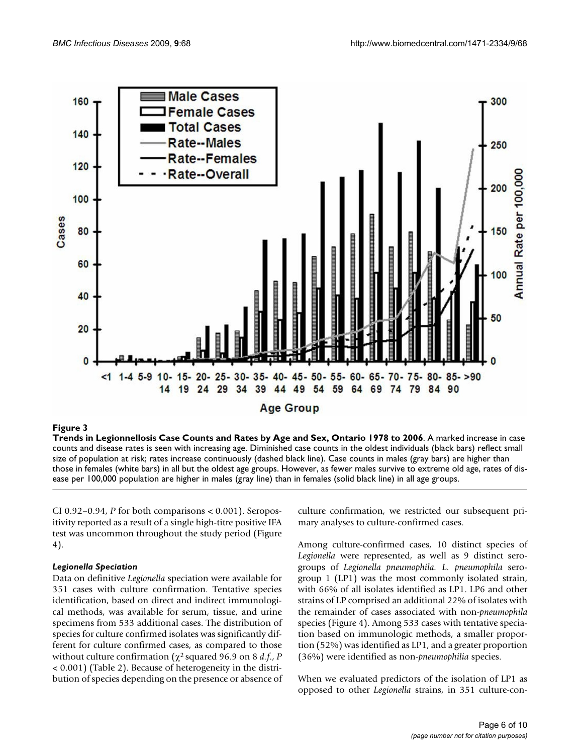**Figure 3**

**Trends in Legionnellosis Case Counts and Rates by Age and Sex, Ontario 1978 to 2006**. A marked increase in case counts and disease rates is seen with increasing age. Diminished case counts in the oldest individuals (black bars) reflect small size of population at risk; rates increase continuously (dashed black line). Case counts in males (gray bars) are higher than those in females (white bars) in all but the oldest age groups. However, as fewer males survive to extreme old age, rates of disease per 100,000 population are higher in males (gray line) than in females (solid black line) in all age groups.

CI 0.92–0.94, *P* for both comparisons < 0.001). Seropositivity reported as a result of a single high-titre positive IFA test was uncommon throughout the study period (Figure 4).

### *Legionella Speciation*

Data on definitive *Legionella* speciation were available for 351 cases with culture confirmation. Tentative species identification, based on direct and indirect immunological methods, was available for serum, tissue, and urine specimens from 533 additional cases. The distribution of species for culture confirmed isolates was significantly different for culture confirmed cases, as compared to those without culture confirmation ($\chi^2$ squared 96.9 on 8 *d.f.*, *P* < 0.001) (Table 2). Because of heterogeneity in the distribution of species depending on the presence or absence of culture confirmation, we restricted our subsequent primary analyses to culture-confirmed cases.

Among culture-confirmed cases, 10 distinct species of *Legionella* were represented, as well as 9 distinct serogroups of *Legionella pneumophila*. *L. pneumophila* serogroup 1 (LP1) was the most commonly isolated strain, with 66% of all isolates identified as LP1. LP6 and other strains of LP comprised an additional 22% of isolates with the remainder of cases associated with non-*pneumophila* species (Figure 4). Among 533 cases with tentative speciation based on immunologic methods, a smaller proportion (52%) was identified as LP1, and a greater proportion (36%) were identified as non-*pneumophilia* species.

When we evaluated predictors of the isolation of LP1 as opposed to other *Legionella* strains, in 351 culture-con-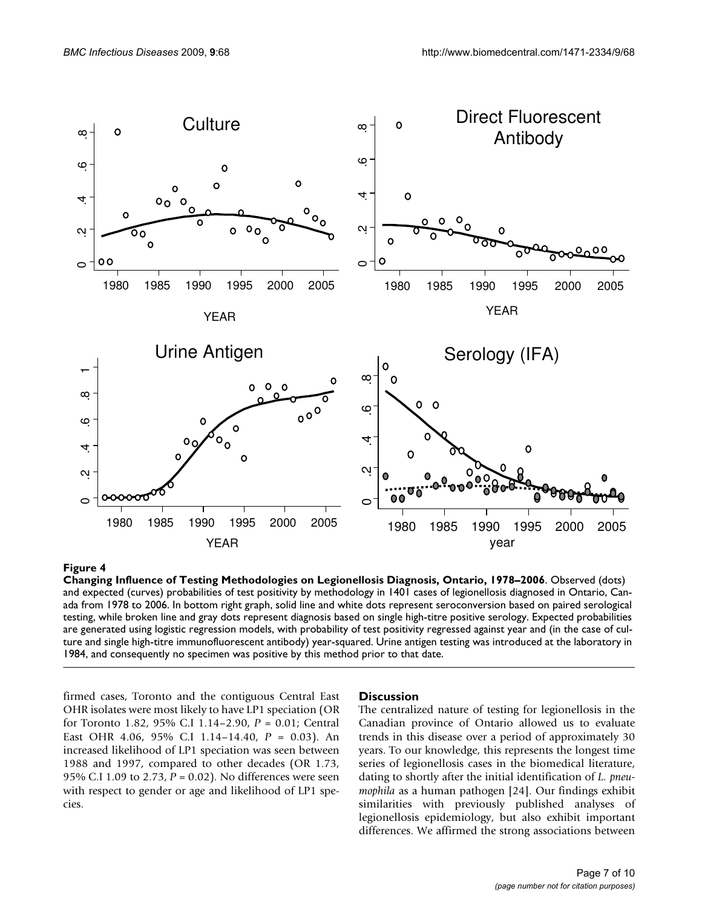**Figure 4**

**Changing Influence of Testing Methodologies on Legionellosis Diagnosis, Ontario, 1978–2006**. Observed (dots) and expected (curves) probabilities of test positivity by methodology in 1401 cases of legionellosis diagnosed in Ontario, Canada from 1978 to 2006. In bottom right graph, solid line and white dots represent seroconversion based on paired serological testing, while broken line and gray dots represent diagnosis based on single high-titre positive serology. Expected probabilities are generated using logistic regression models, with probability of test positivity regressed against year and (in the case of culture and single high-titre immunofluorescent antibody) year-squared. Urine antigen testing was introduced at the laboratory in 1984, and consequently no specimen was positive by this method prior to that date.

firmed cases, Toronto and the contiguous Central East OHR isolates were most likely to have LP1 speciation (OR for Toronto 1.82, 95% C.I 1.14–2.90, *P* = 0.01; Central East OHR 4.06, 95% C.I 1.14–14.40, *P* = 0.03). An increased likelihood of LP1 speciation was seen between 1988 and 1997, compared to other decades (OR 1.73, 95% C.I 1.09 to 2.73, *P* = 0.02). No differences were seen with respect to gender or age and likelihood of LP1 species.

## Discussion

The centralized nature of testing for legionellosis in the Canadian province of Ontario allowed us to evaluate trends in this disease over a period of approximately 30 years. To our knowledge, this represents the longest time series of legionellosis cases in the biomedical literature, dating to shortly after the initial identification of *L. pneumophila* as a human pathogen [24]. Our findings exhibit similarities with previously published analyses of legionellosis epidemiology, but also exhibit important differences. We affirmed the strong associations between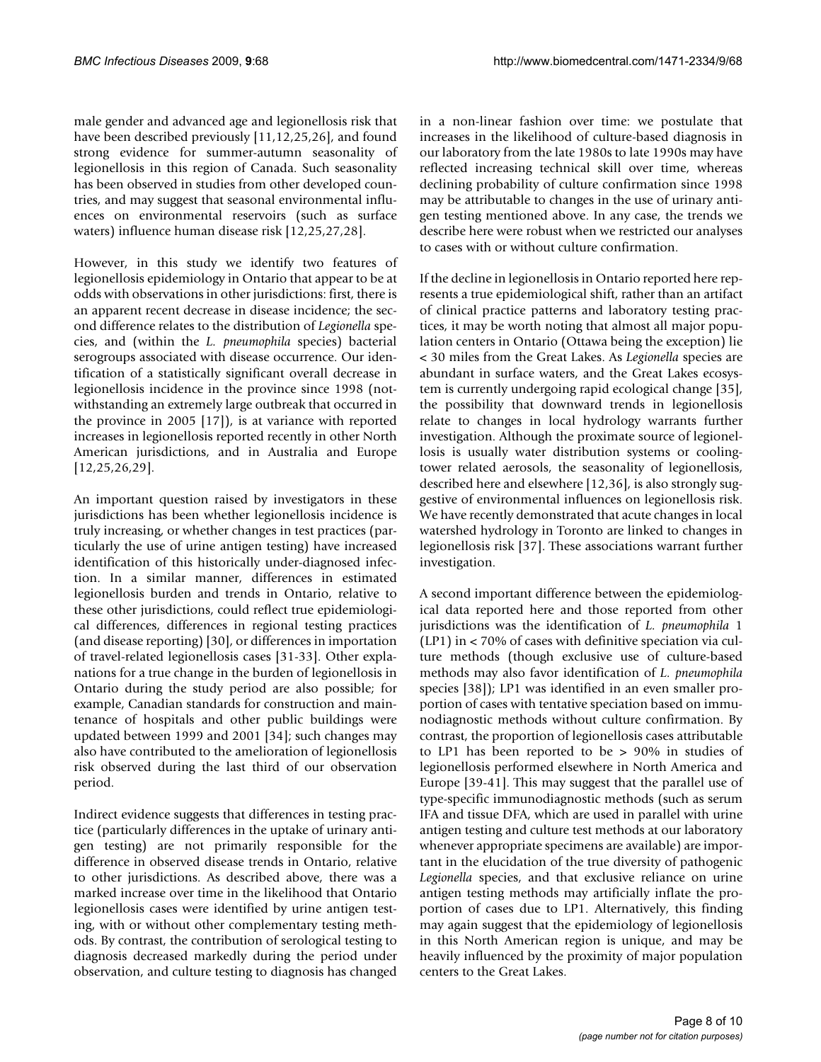male gender and advanced age and legionellosis risk that have been described previously [11,12,25,26], and found strong evidence for summer-autumn seasonality of legionellosis in this region of Canada. Such seasonality has been observed in studies from other developed countries, and may suggest that seasonal environmental influences on environmental reservoirs (such as surface waters) influence human disease risk [12,25,27,28].

However, in this study we identify two features of legionellosis epidemiology in Ontario that appear to be at odds with observations in other jurisdictions: first, there is an apparent recent decrease in disease incidence; the second difference relates to the distribution of *Legionella* species, and (within the *L. pneumophila* species) bacterial serogroups associated with disease occurrence. Our identification of a statistically significant overall decrease in legionellosis incidence in the province since 1998 (notwithstanding an extremely large outbreak that occurred in the province in 2005 [17]), is at variance with reported increases in legionellosis reported recently in other North American jurisdictions, and in Australia and Europe [12,25,26,29].

An important question raised by investigators in these jurisdictions has been whether legionellosis incidence is truly increasing, or whether changes in test practices (particularly the use of urine antigen testing) have increased identification of this historically under-diagnosed infection. In a similar manner, differences in estimated legionellosis burden and trends in Ontario, relative to these other jurisdictions, could reflect true epidemiological differences, differences in regional testing practices (and disease reporting) [30], or differences in importation of travel-related legionellosis cases [31-33]. Other explanations for a true change in the burden of legionellosis in Ontario during the study period are also possible; for example, Canadian standards for construction and maintenance of hospitals and other public buildings were updated between 1999 and 2001 [34]; such changes may also have contributed to the amelioration of legionellosis risk observed during the last third of our observation period.

Indirect evidence suggests that differences in testing practice (particularly differences in the uptake of urinary antigen testing) are not primarily responsible for the difference in observed disease trends in Ontario, relative to other jurisdictions. As described above, there was a marked increase over time in the likelihood that Ontario legionellosis cases were identified by urine antigen testing, with or without other complementary testing methods. By contrast, the contribution of serological testing to diagnosis decreased markedly during the period under observation, and culture testing to diagnosis has changed in a non-linear fashion over time: we postulate that increases in the likelihood of culture-based diagnosis in our laboratory from the late 1980s to late 1990s may have reflected increasing technical skill over time, whereas declining probability of culture confirmation since 1998 may be attributable to changes in the use of urinary antigen testing mentioned above. In any case, the trends we describe here were robust when we restricted our analyses to cases with or without culture confirmation.

If the decline in legionellosis in Ontario reported here represents a true epidemiological shift, rather than an artifact of clinical practice patterns and laboratory testing practices, it may be worth noting that almost all major population centers in Ontario (Ottawa being the exception) lie < 30 miles from the Great Lakes. As *Legionella* species are abundant in surface waters, and the Great Lakes ecosystem is currently undergoing rapid ecological change [35], the possibility that downward trends in legionellosis relate to changes in local hydrology warrants further investigation. Although the proximate source of legionellosis is usually water distribution systems or cooling-tower related aerosols, the seasonality of legionellosis, described here and elsewhere [12,36], is also strongly suggestive of environmental influences on legionellosis risk. We have recently demonstrated that acute changes in local watershed hydrology in Toronto are linked to changes in legionellosis risk [37]. These associations warrant further investigation.

A second important difference between the epidemiological data reported here and those reported from other jurisdictions was the identification of *L. pneumophila* 1 (LP1) in < 70% of cases with definitive speciation via culture methods (though exclusive use of culture-based methods may also favor identification of *L. pneumophila* species [38]); LP1 was identified in an even smaller proportion of cases with tentative speciation based on immunodiagnostic methods without culture confirmation. By contrast, the proportion of legionellosis cases attributable to LP1 has been reported to be > 90% in studies of legionellosis performed elsewhere in North America and Europe [39-41]. This may suggest that the parallel use of type-specific immunodiagnostic methods (such as serum IFA and tissue DFA, which are used in parallel with urine antigen testing and culture test methods at our laboratory whenever appropriate specimens are available) are important in the elucidation of the true diversity of pathogenic *Legionella* species, and that exclusive reliance on urine antigen testing methods may artificially inflate the proportion of cases due to LP1. Alternatively, this finding may again suggest that the epidemiology of legionellosis in this North American region is unique, and may be heavily influenced by the proximity of major population centers to the Great Lakes.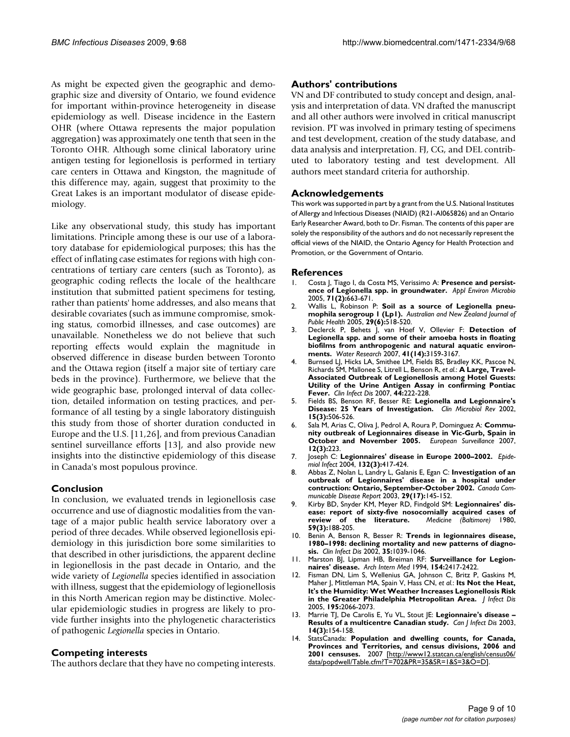As might be expected given the geographic and demographic size and diversity of Ontario, we found evidence for important within-province heterogeneity in disease epidemiology as well. Disease incidence in the Eastern OHR (where Ottawa represents the major population aggregation) was approximately one tenth that seen in the Toronto OHR. Although some clinical laboratory urine antigen testing for legionellosis is performed in tertiary care centers in Ottawa and Kingston, the magnitude of this difference may, again, suggest that proximity to the Great Lakes is an important modulator of disease epidemiology.

Like any observational study, this study has important limitations. Principle among these is our use of a laboratory database for epidemiological purposes; this has the effect of inflating case estimates for regions with high concentrations of tertiary care centers (such as Toronto), as geographic coding reflects the locale of the healthcare institution that submitted patient specimens for testing, rather than patients' home addresses, and also means that desirable covariates (such as immune compromise, smoking status, comorbid illnesses, and case outcomes) are unavailable. Nonetheless we do not believe that such reporting effects would explain the magnitude in observed difference in disease burden between Toronto and the Ottawa region (itself a major site of tertiary care beds in the province). Furthermore, we believe that the wide geographic base, prolonged interval of data collection, detailed information on testing practices, and performance of all testing by a single laboratory distinguish this study from those of shorter duration conducted in Europe and the U.S. [11,26], and from previous Canadian sentinel surveillance efforts [13], and also provide new insights into the distinctive epidemiology of this disease in Canada's most populous province.

## Conclusion

In conclusion, we evaluated trends in legionellosis case occurrence and use of diagnostic modalities from the vantage of a major public health service laboratory over a period of three decades. While observed legionellosis epidemiology in this jurisdiction bore some similarities to that described in other jurisdictions, the apparent decline in legionellosis in the past decade in Ontario, and the wide variety of *Legionella* species identified in association with illness, suggest that the epidemiology of legionellosis in this North American region may be distinctive. Molecular epidemiologic studies in progress are likely to provide further insights into the phylogenetic characteristics of pathogenic *Legionella* species in Ontario.

## Competing interests

The authors declare that they have no competing interests.

## Authors' contributions

VN and DF contributed to study concept and design, analysis and interpretation of data. VN drafted the manuscript and all other authors were involved in critical manuscript revision. PT was involved in primary testing of specimens and test development, creation of the study database, and data analysis and interpretation. FJ, CG, and DEL contributed to laboratory testing and test development. All authors meet standard criteria for authorship.

## Acknowledgements

This work was supported in part by a grant from the U.S. National Institutes of Allergy and Infectious Diseases (NIAID) (R21-AI065826) and an Ontario Early Researcher Award, both to Dr. Fisman. The contents of this paper are solely the responsibility of the authors and do not necessarily represent the official views of the NIAID, the Ontario Agency for Health Protection and Promotion, or the Government of Ontario.

## References

1. Costa J, Tiago I, da Costa MS, Verissimo A: **Presence and persistence of Legionella spp. in groundwater.** *Appl Environ Microbio* 2005, **71(2):**663-671.
2. Wallis L, Robinson P: **Soil as a source of Legionella pneumophila serogroup 1 (Lp1).** *Australian and New Zealand Journal of Public Health* 2005, **29(6):**518-520.
3. Declerck P, Behets J, van Hoef V, Ollevier F: **Detection of Legionella spp. and some of their amoeba hosts in floating biofilms from anthropogenic and natural aquatic environments.** *Water Research* 2007, **41(14):**3159-3167.
4. Burnsed LJ, Hicks LA, Smithee LM, Fields BS, Bradley KK, Pascoe N, Richards SM, Mallonee S, Litrell L, Benson R, *et al.*: **A Large, Travel-Associated Outbreak of Legionellosis among Hotel Guests: Utility of the Urine Antigen Assay in confirming Pontiac Fever.** *Clin Infect Dis* 2007, **44:**222-228.
5. Fields BS, Benson RF, Besser RE: **Legionella and Legionnaire's Disease: 25 Years of Investigation.** *Clin Microbiol Rev* 2002, **15(3):**506-526.
6. Sala M, Arias C, Oliva J, Pedrol A, Roura P, Dominguez A: **Community outbreak of Legionnaires disease in Vic-Gurb, Spain in October and November 2005.** *European Surveillance* 2007, **12(3):**223.
7. Joseph C: **Legionnaires' disease in Europe 2000–2002.** *Epidemiol Infect* 2004, **132(3):**417-424.
8. Abbas Z, Nolan L, Landry L, Galanis E, Egan C: **Investigation of an outbreak of Legionnaires' disease in a hospital under contruction: Ontario, September-October 2002.** *Canada Communicable Disease Report* 2003, **29(17):**145-152.
9. Kirby BD, Snyder KM, Meyer RD, Findgold SM: **Legionnaires' disease: report of sixty-five nosocomially acquired cases of review of the literature.** *Medicine (Baltimore)* 1980, **59(3):**188-205.
10. Benin A, Benson R, Besser R: **Trends in legionnaires disease, 1980–1998: declining mortality and new patterns of diagnosis.** *Clin Infect Dis* 2002, **35:**1039-1046.
11. Marston BJ, Lipman HB, Breiman RF: **Surveillance for Legionnaires' disease.** *Arch Intern Med* 1994, **154:**2417-2422.
12. Fisman DN, Lim S, Wellenius GA, Johnson C, Britz P, Gaskins M, Maher J, Mittleman MA, Spain V, Hass CN, *et al.*: **Its Not the Heat, It's the Humidity: Wet Weather Increases Legionellosis Risk in the Greater Philadelphia Metropolitan Area.** *J Infect Dis* 2005, **195:**2066-2073.
13. Marrie TJ, De Carolis E, Yu VL, Stout JE: **Legionnaire's disease – Results of a multicentre Canadian study.** *Can J Infect Dis* 2003, **14(3):**154-158.
14. StatsCanada: **Population and dwelling counts, for Canada, Provinces and Territories, and census divisions, 2006 and 2001 censuses.** 2007 [http://www12.statcan.ca/english/census06/data/popdwell/Table.cfm?T=702&PR=35&SR=1&S=3&O=D].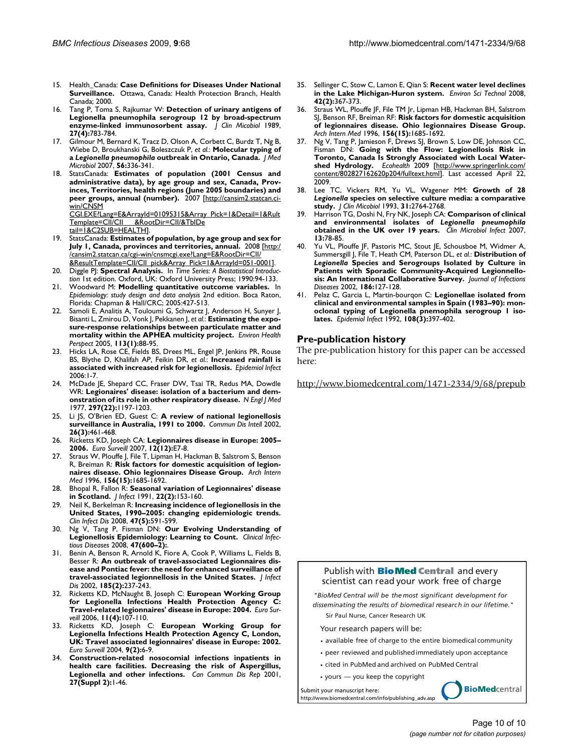15. Health_Canada: **Case Definitions for Diseases Under National Surveillance.** Ottawa, Canada: Health Protection Branch, Health Canada; 2000.
16. Tang P, Toma S, Rajkumar W: **Detection of urinary antigens of Legionella pneumophila serogroup 12 by broad-spectrum enzyme-linked immunosorbent assay.** *J Clin Micobiol* 1989, **27(4):**783-784.
17. Gilmour M, Bernard K, Tracz D, Olson A, Corbett C, Burdz T, Ng B, Wiebe D, Broukhanski G, Boleszczuk P, *et al.*: **Molecular typing of a *Legionella pneumophila* outbreak in Ontario, Canada.** *J Med Microbiol* 2007, **56:**336-341.
18. StatsCanada: **Estimates of population (2001 Census and administrative data), by age group and sex, Canada, Provinces, Territories, health regions (June 2005 boundaries) and peer groups, annual (number).** 2007 [http://cansim2.statcan.ci-win/CNSM CGI.EXE?Lang=E&ArrayId=01095315&Array_Pick=1&Detail=1&RultTemplate=CII/CII___&RootDir=CII/&TblDetail=1&C2SUB=HEALTH].
19. StatsCanada: **Estimates of population, by age group and sex for July 1, Canada, provinces and territories, annual.** 2008 [http://cansim2.statcan.ca/cgi-win/cnsmcgi.exe?Lang=E&RootDir=CII/&ResultTemplate=CII/CII_pick&Array_Pick=1&ArrayId=051-0001].
20. Diggle PJ: **Spectral Analysis.** In *Time Series: A Biostatistical Introduction* 1st edition. Oxford, UK: Oxford University Press; 1990:94-133.
21. Woodward M: **Modelling quantitative outcome variables.** In *Epidemiology: study design and data analysis* 2nd edition. Boca Raton, Florida: Chapman & Hall/CRC; 2005:427-513.
22. Samoli E, Analitis A, Touloumi G, Schwartz J, Anderson H, Sunyer J, Bisanti L, Zmirou D, Vonk J, Pekkanen J, *et al.*: **Estimating the exposure-response relationships between particulate matter and mortality within the APHEA multicity project.** *Environ Health Perspect* 2005, **113(1):**88-95.
23. Hicks LA, Rose CE, Fields BS, Drees ML, Engel JP, Jenkins PR, Rouse BS, Blythe D, Khalifah AP, Feikin DR, *et al.*: **Increased rainfall is associated with increased risk for legionellosis.** *Epidemiol Infect* 2006:1-7.
24. McDade JE, Shepard CC, Fraser DW, Tsai TR, Redus MA, Dowdle WR: **Legionaires' disease: isolation of a bacterium and demonstration of its role in other respiratory disease.** *N Engl J Med* 1977, **297(22):**1197-1203.
25. Li JS, O'Brien ED, Guest C: **A review of national legionellosis surveillance in Australia, 1991 to 2000.** *Commun Dis Intell* 2002, **26(3):**461-468.
26. Ricketts KD, Joseph CA: **Legionnaires disease in Europe: 2005–2006.** *Euro Surveill* 2007, **12(12):**E7-8.
27. Straus W, Plouffe J, File T, Lipman H, Hackman B, Salstrom S, Benson R, Breiman R: **Risk factors for domestic acquisition of legionnaires disease. Ohio legionnaires Disease Group.** *Arch Intern Med* 1996, **156(15):**1685-1692.
28. Bhopal R, Fallon R: **Seasonal variation of Legionnaires' disease in Scotland.** *J Infect* 1991, **22(2):**153-160.
29. Neil K, Berkelman R: **Increasing incidence of legionellosis in the United States, 1990–2005: changing epidemiologic trends.** *Clin Infect Dis* 2008, **47(5):**591-599.
30. Ng V, Tang P, Fisman DN: **Our Evolving Understanding of Legionellosis Epidemiology: Learning to Count.** *Clinical Infectious Diseases* 2008, **47(600–2):**.
31. Benin A, Benson R, Arnold K, Fiore A, Cook P, Williams L, Fields B, Besser R: **An outbreak of travel-associated Legionnaires disease and Pontiac fever: the need for enhanced surveillance of travel-associated legionellosis in the United States.** *J Infect Dis* 2002, **185(2):**237-243.
32. Ricketts KD, McNaught B, Joseph C: **European Working Group for Legionella Infections Health Protection Agency C: Travel-related legionnaires' disease in Europe: 2004.** *Euro Surveill* 2006, **11(4):**107-110.
33. Ricketts KD, Joseph C: **European Working Group for Legionella Infections Health Protection Agency C, London, UK: Travel associated legionnaires' disease in Europe: 2002.** *Euro Surveill* 2004, **9(2):**6-9.
34. **Construction-related nosocomial infections inpatients in health care facilities. Decreasing the risk of Aspergillus, Legionella and other infections.** *Can Commun Dis Rep* 2001, **27(Suppl 2):**1-46.
35. Sellinger C, Stow C, Lamon E, Qian S: **Recent water level declines in the Lake Michigan-Huron system.** *Environ Sci Technol* 2008, **42(2):**367-373.
36. Straus WL, Plouffe JF, File TM Jr, Lipman HB, Hackman BH, Salstrom SJ, Benson RF, Breiman RF: **Risk factors for domestic acquisition of legionnaires disease. Ohio legionnaires Disease Group.** *Arch Intern Med* 1996, **156(15):**1685-1692.
37. Ng V, Tang P, Jamieson F, Drews SJ, Brown S, Low DE, Johnson CC, Fisman DN: **Going with the Flow: Legionellosis Risk in Toronto, Canada Is Strongly Associated with Local Watershed Hydrology.** *Ecohealth* 2009 [http://www.springerlink.com/content/802827162620p204/fulltext.html]. Last accessed April 22, 2009.
38. Lee TC, Vickers RM, Yu VL, Wagener MM: **Growth of 28 *Legionella* species on selective culture media: a comparative study.** *J Clin Micobiol* 1993, **31:**2764-2768.
39. Harrison TG, Doshi N, Fry NK, Joseph CA: **Comparison of clinical and environmental isolates of *Legionella pneumophila* obtained in the UK over 19 years.** *Clin Microbiol Infect* 2007, **13:**78-85.
40. Yu VL, Plouffe JF, Pastoris MC, Stout JE, Schousboe M, Widmer A, Summersgill J, File T, Heath CM, Paterson DL, *et al.*: **Distribution of *Legionella* Species and Serogroups Isolated by Culture in Patients with Sporadic Community-Acquired Legionellosis: An International Collaborative Survey.** *Journal of Infections Diseases* 2002, **186:**127-128.
41. Pelaz C, Garcia L, Martin-bourqon C: **Legionellae isolated from clinical and environmental samples in Spain (1983–90): monoclonal typing of Legionella pnemophila serogroup 1 isolates.** *Epidemiol Infect* 1992, **108(3):**397-402.

## Pre-publication history

The pre-publication history for this paper can be accessed here:

http://www.biomedcentral.com/1471-2334/9/68/prepub

Publish with **BioMed Central** and every scientist can read your work free of charge

*"BioMed Central will be the most significant development for disseminating the results of biomedical research in our lifetime."*

Sir Paul Nurse, Cancer Research UK

Your research papers will be:

- available free of charge to the entire biomedical community
- peer reviewed and published immediately upon acceptance
- cited in PubMed and archived on PubMed Central
- yours — you keep the copyright

Submit your manuscript here:
http://www.biomedcentral.com/info/publishing_adv.asp

BioMedcentral